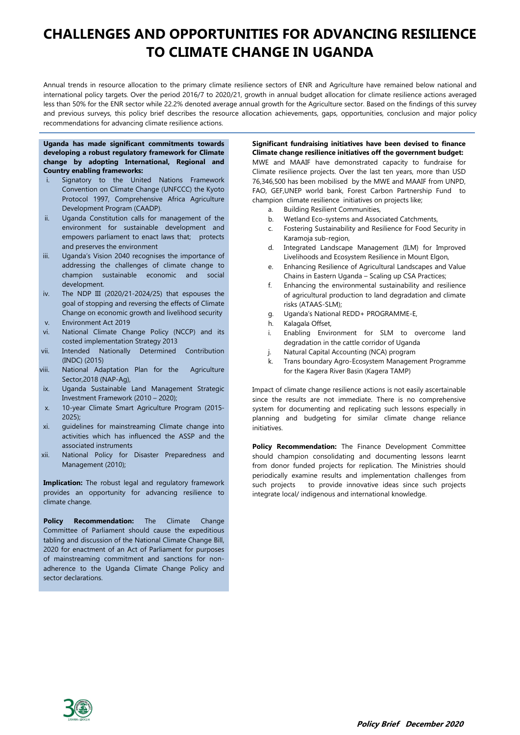# CHALLENGES AND OPPORTUNITIES FOR ADVANCING RESILIENCE TO CLIMATE CHANGE IN UGANDA

Annual trends in resource allocation to the primary climate resilience sectors of ENR and Agriculture have remained below national and international policy targets. Over the period 2016/7 to 2020/21, growth in annual budget allocation for climate resilience actions averaged less than 50% for the ENR sector while 22.2% denoted average annual growth for the Agriculture sector. Based on the findings of this survey and previous surveys, this policy brief describes the resource allocation achievements, gaps, opportunities, conclusion and major policy recommendations for advancing climate resilience actions.

**Uganda has made significant commitments towards developing a robust regulatory framework for Climate change by adopting International, Regional and Country enabling frameworks:**

i. Signatory to the United Nations Framework Convention on Climate Change (UNFCCC) the Kyoto Protocol 1997, Comprehensive Africa Agriculture Development Program (CAADP).
ii. Uganda Constitution calls for management of the environment for sustainable development and empowers parliament to enact laws that; protects and preserves the environment
iii. Uganda's Vision 2040 recognises the importance of addressing the challenges of climate change to champion sustainable economic and social development.
iv. The NDP III (2020/21-2024/25) that espouses the goal of stopping and reversing the effects of Climate Change on economic growth and livelihood security
v. Environment Act 2019
vi. National Climate Change Policy (NCCP) and its costed implementation Strategy 2013
vii. Intended Nationally Determined Contribution (INDC) (2015)
viii. National Adaptation Plan for the Agriculture Sector,2018 (NAP-Ag),
ix. Uganda Sustainable Land Management Strategic Investment Framework (2010 – 2020);
x. 10-year Climate Smart Agriculture Program (2015-2025);
xi. guidelines for mainstreaming Climate change into activities which has influenced the ASSP and the associated instruments
xii. National Policy for Disaster Preparedness and Management (2010);

**Implication:** The robust legal and regulatory framework provides an opportunity for advancing resilience to climate change.

**Policy Recommendation:** The Climate Change Committee of Parliament should cause the expeditious tabling and discussion of the National Climate Change Bill, 2020 for enactment of an Act of Parliament for purposes of mainstreaming commitment and sanctions for non-adherence to the Uganda Climate Change Policy and sector declarations.

**Significant fundraising initiatives have been devised to finance Climate change resilience initiatives off the government budget:** MWE and MAAIF have demonstrated capacity to fundraise for Climate resilience projects. Over the last ten years, more than USD 76,346,500 has been mobilised by the MWE and MAAIF from UNPD, FAO, GEF,UNEP world bank, Forest Carbon Partnership Fund to champion climate resilience initiatives on projects like;

a. Building Resilient Communities,
b. Wetland Eco-systems and Associated Catchments,
c. Fostering Sustainability and Resilience for Food Security in Karamoja sub-region,
d. Integrated Landscape Management (ILM) for Improved Livelihoods and Ecosystem Resilience in Mount Elgon,
e. Enhancing Resilience of Agricultural Landscapes and Value Chains in Eastern Uganda – Scaling up CSA Practices;
f. Enhancing the environmental sustainability and resilience of agricultural production to land degradation and climate risks (ATAAS-SLM);
g. Uganda's National REDD+ PROGRAMME-E,
h. Kalagala Offset,
i. Enabling Environment for SLM to overcome land degradation in the cattle corridor of Uganda
j. Natural Capital Accounting (NCA) program
k. Trans boundary Agro-Ecosystem Management Programme for the Kagera River Basin (Kagera TAMP)

Impact of climate change resilience actions is not easily ascertainable since the results are not immediate. There is no comprehensive system for documenting and replicating such lessons especially in planning and budgeting for similar climate change reliance initiatives.

**Policy Recommendation:** The Finance Development Committee should champion consolidating and documenting lessons learnt from donor funded projects for replication. The Ministries should periodically examine results and implementation challenges from such projects to provide innovative ideas since such projects integrate local/ indigenous and international knowledge.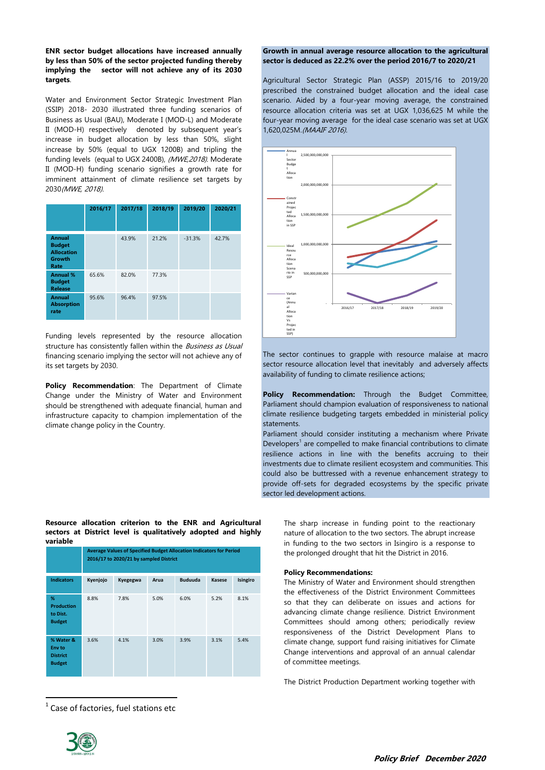**ENR sector budget allocations have increased annually by less than 50% of the sector projected funding thereby implying the sector will not achieve any of its 2030 targets**.

Water and Environment Sector Strategic Investment Plan (SSIP) 2018- 2030 illustrated three funding scenarios of Business as Usual (BAU), Moderate I (MOD-L) and Moderate II (MOD-H) respectively denoted by subsequent year's increase in budget allocation by less than 50%, slight increase by 50% (equal to UGX 1200B) and tripling the funding levels (equal to UGX 2400B), *(MWE,2018)*. Moderate II (MOD-H) funding scenario signifies a growth rate for imminent attainment of climate resilience set targets by 2030*(MWE, 2018)*.

| | 2016/17 | 2017/18 | 2018/19 | 2019/20 | 2020/21 |
|---|---|---|---|---|---|
| **Annual Budget Allocation Growth Rate** | | 43.9% | 21.2% | -31.3% | 42.7% |
| **Annual % Budget Release** | 65.6% | 82.0% | 77.3% | | |
| **Annual Absorption rate** | 95.6% | 96.4% | 97.5% | | |

Funding levels represented by the resource allocation structure has consistently fallen within the *Business as Usual* financing scenario implying the sector will not achieve any of its set targets by 2030.

**Policy Recommendation**: The Department of Climate Change under the Ministry of Water and Environment should be strengthened with adequate financial, human and infrastructure capacity to champion implementation of the climate change policy in the Country.

**Growth in annual average resource allocation to the agricultural sector is deduced as 22.2% over the period 2016/7 to 2020/21**

Agricultural Sector Strategic Plan (ASSP) 2015/16 to 2019/20 prescribed the constrained budget allocation and the ideal case scenario. Aided by a four-year moving average, the constrained resource allocation criteria was set at UGX 1,036,625 M while the four-year moving average for the ideal case scenario was set at UGX 1,620,025M.*(MAAIF 2016).*

The sector continues to grapple with resource malaise at macro sector resource allocation level that inevitably and adversely affects availability of funding to climate resilience actions;

**Policy Recommendation:** Through the Budget Committee, Parliament should champion evaluation of responsiveness to national climate resilience budgeting targets embedded in ministerial policy statements.

Parliament should consider instituting a mechanism where Private Developers[1] are compelled to make financial contributions to climate resilience actions in line with the benefits accruing to their investments due to climate resilient ecosystem and communities. This could also be buttressed with a revenue enhancement strategy to provide off-sets for degraded ecosystems by the specific private sector led development actions.

**Resource allocation criterion to the ENR and Agricultural sectors at District level is qualitatively adopted and highly variable**

| | Average Values of Specified Budget Allocation Indicators for Period 2016/17 to 2020/21 by sampled District | | | | | |
|---|---|---|---|---|---|---|
| **Indicators** | **Kyenjojo** | **Kyegegwa** | **Arua** | **Buduuda** | **Kasese** | **Isingiro** |
| **% Production to Dist. Budget** | 8.8% | 7.8% | 5.0% | 6.0% | 5.2% | 8.1% |
| **% Water & Env to District Budget** | 3.6% | 4.1% | 3.0% | 3.9% | 3.1% | 5.4% |

The sharp increase in funding point to the reactionary nature of allocation to the two sectors. The abrupt increase in funding to the two sectors in Isingiro is a response to the prolonged drought that hit the District in 2016.

**Policy Recommendations:**

The Ministry of Water and Environment should strengthen the effectiveness of the District Environment Committees so that they can deliberate on issues and actions for advancing climate change resilience. District Environment Committees should among others; periodically review responsiveness of the District Development Plans to climate change, support fund raising initiatives for Climate Change interventions and approval of an annual calendar of committee meetings.

The District Production Department working together with

[1] Case of factories, fuel stations etc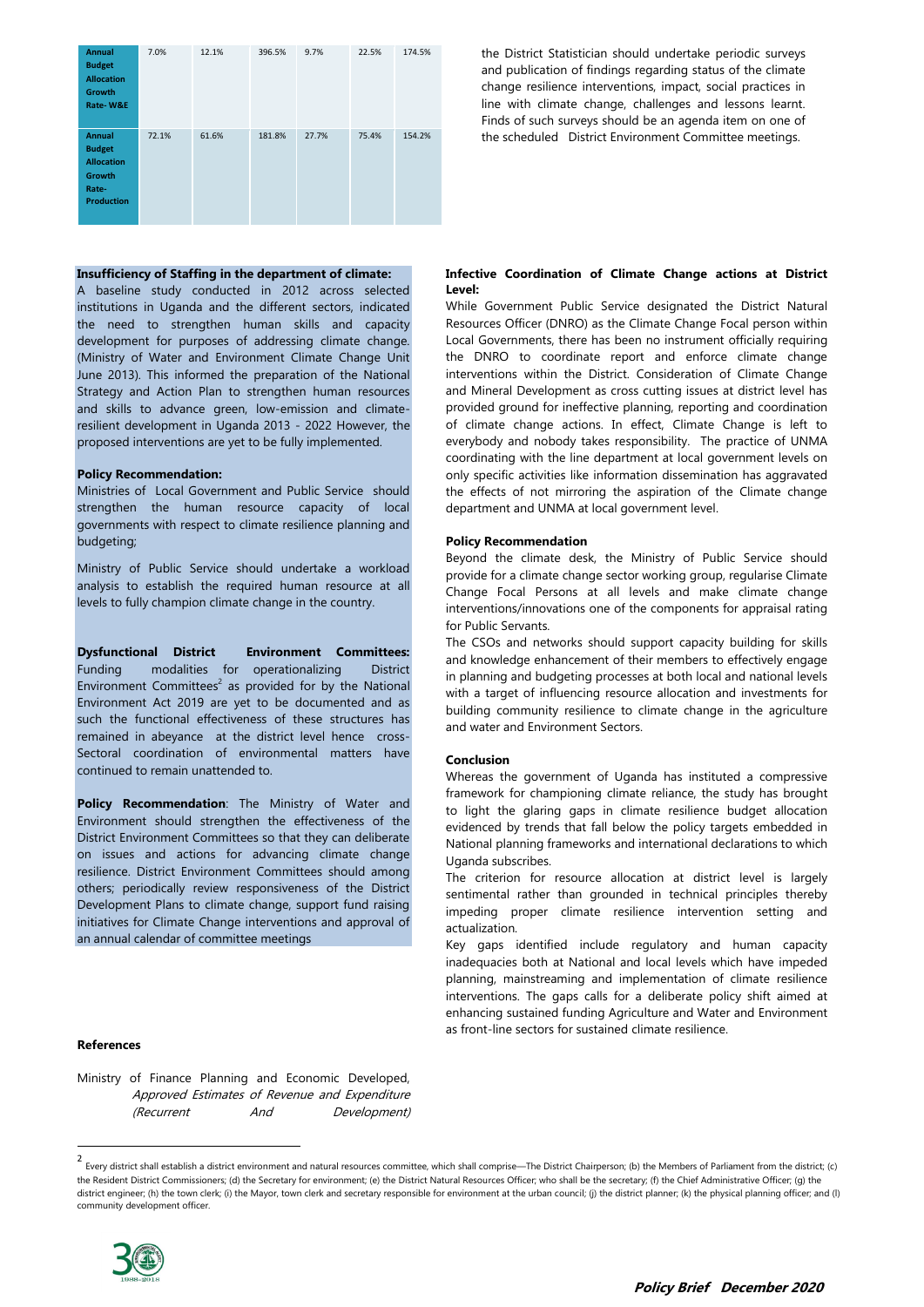| | | | | | | |
|---|---|---|---|---|---|---|
| **Annual Budget Allocation Growth Rate- W&E** | 7.0% | 12.1% | 396.5% | 9.7% | 22.5% | 174.5% |
| **Annual Budget Allocation Growth Rate- Production** | 72.1% | 61.6% | 181.8% | 27.7% | 75.4% | 154.2% |

the District Statistician should undertake periodic surveys and publication of findings regarding status of the climate change resilience interventions, impact, social practices in line with climate change, challenges and lessons learnt. Finds of such surveys should be an agenda item on one of the scheduled District Environment Committee meetings.

**Insufficiency of Staffing in the department of climate:**
A baseline study conducted in 2012 across selected institutions in Uganda and the different sectors, indicated the need to strengthen human skills and capacity development for purposes of addressing climate change. (Ministry of Water and Environment Climate Change Unit June 2013). This informed the preparation of the National Strategy and Action Plan to strengthen human resources and skills to advance green, low-emission and climate-resilient development in Uganda 2013 - 2022 However, the proposed interventions are yet to be fully implemented.

**Policy Recommendation:**
Ministries of Local Government and Public Service should strengthen the human resource capacity of local governments with respect to climate resilience planning and budgeting;

Ministry of Public Service should undertake a workload analysis to establish the required human resource at all levels to fully champion climate change in the country.

**Dysfunctional District Environment Committees:** Funding modalities for operationalizing District Environment Committees[2] as provided for by the National Environment Act 2019 are yet to be documented and as such the functional effectiveness of these structures has remained in abeyance at the district level hence cross-Sectoral coordination of environmental matters have continued to remain unattended to.

**Policy Recommendation**: The Ministry of Water and Environment should strengthen the effectiveness of the District Environment Committees so that they can deliberate on issues and actions for advancing climate change resilience. District Environment Committees should among others; periodically review responsiveness of the District Development Plans to climate change, support fund raising initiatives for Climate Change interventions and approval of an annual calendar of committee meetings

**Infective Coordination of Climate Change actions at District Level:**
While Government Public Service designated the District Natural Resources Officer (DNRO) as the Climate Change Focal person within Local Governments, there has been no instrument officially requiring the DNRO to coordinate report and enforce climate change interventions within the District. Consideration of Climate Change and Mineral Development as cross cutting issues at district level has provided ground for ineffective planning, reporting and coordination of climate change actions. In effect, Climate Change is left to everybody and nobody takes responsibility. The practice of UNMA coordinating with the line department at local government levels on only specific activities like information dissemination has aggravated the effects of not mirroring the aspiration of the Climate change department and UNMA at local government level.

**Policy Recommendation**
Beyond the climate desk, the Ministry of Public Service should provide for a climate change sector working group, regularise Climate Change Focal Persons at all levels and make climate change interventions/innovations one of the components for appraisal rating for Public Servants.
The CSOs and networks should support capacity building for skills and knowledge enhancement of their members to effectively engage in planning and budgeting processes at both local and national levels with a target of influencing resource allocation and investments for building community resilience to climate change in the agriculture and water and Environment Sectors.

**Conclusion**
Whereas the government of Uganda has instituted a compressive framework for championing climate reliance, the study has brought to light the glaring gaps in climate resilience budget allocation evidenced by trends that fall below the policy targets embedded in National planning frameworks and international declarations to which Uganda subscribes.
The criterion for resource allocation at district level is largely sentimental rather than grounded in technical principles thereby impeding proper climate resilience intervention setting and actualization.
Key gaps identified include regulatory and human capacity inadequacies both at National and local levels which have impeded planning, mainstreaming and implementation of climate resilience interventions. The gaps calls for a deliberate policy shift aimed at enhancing sustained funding Agriculture and Water and Environment as front-line sectors for sustained climate resilience.

**References**

Ministry of Finance Planning and Economic Developed, *Approved Estimates of Revenue and Expenditure (Recurrent And Development)*

[2] Every district shall establish a district environment and natural resources committee, which shall comprise—The District Chairperson; (b) the Members of Parliament from the district; (c) the Resident District Commissioners; (d) the Secretary for environment; (e) the District Natural Resources Officer; who shall be the secretary; (f) the Chief Administrative Officer; (g) the district engineer; (h) the town clerk; (i) the Mayor, town clerk and secretary responsible for environment at the urban council; (j) the district planner; (k) the physical planning officer; and (l) community development officer.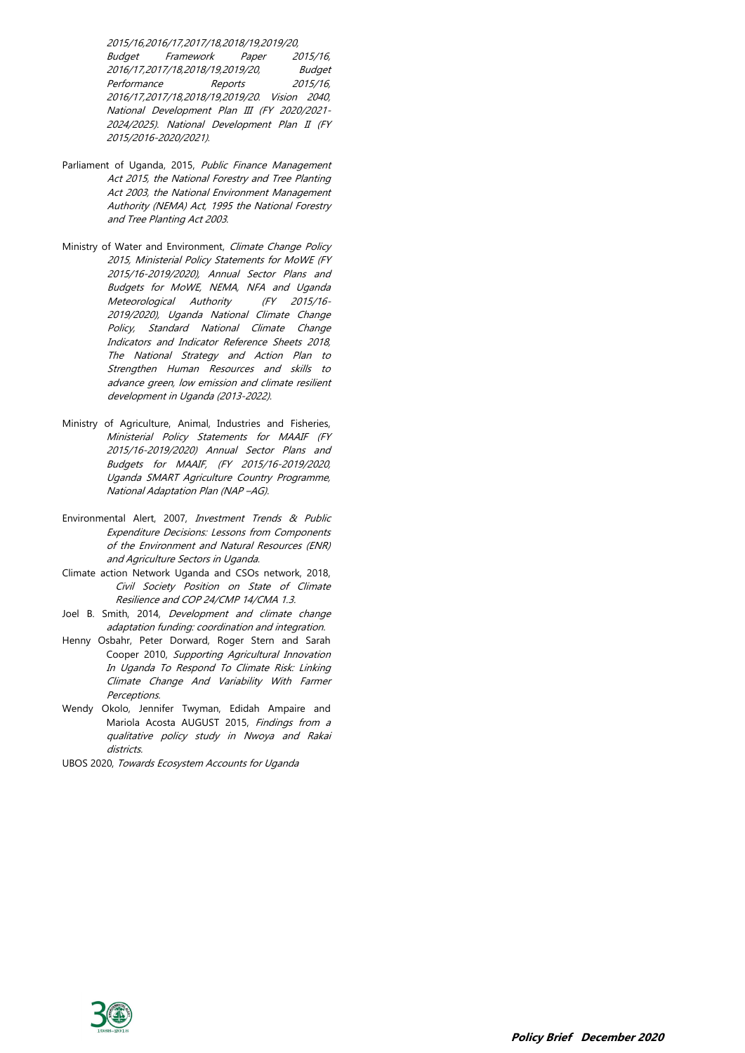*2015/16,2016/17,2017/18,2018/19,2019/20, Budget Framework Paper 2015/16, 2016/17,2017/18,2018/19,2019/20, Budget Performance Reports 2015/16, 2016/17,2017/18,2018/19,2019/20. Vision 2040, National Development Plan III (FY 2020/2021-2024/2025). National Development Plan II (FY 2015/2016-2020/2021).*

Parliament of Uganda, 2015, *Public Finance Management Act 2015, the National Forestry and Tree Planting Act 2003, the National Environment Management Authority (NEMA) Act, 1995 the National Forestry and Tree Planting Act 2003.*

Ministry of Water and Environment, *Climate Change Policy 2015, Ministerial Policy Statements for MoWE (FY 2015/16-2019/2020), Annual Sector Plans and Budgets for MoWE, NEMA, NFA and Uganda Meteorological Authority (FY 2015/16-2019/2020), Uganda National Climate Change Policy, Standard National Climate Change Indicators and Indicator Reference Sheets 2018, The National Strategy and Action Plan to Strengthen Human Resources and skills to advance green, low emission and climate resilient development in Uganda (2013-2022).*

Ministry of Agriculture, Animal, Industries and Fisheries, *Ministerial Policy Statements for MAAIF (FY 2015/16-2019/2020) Annual Sector Plans and Budgets for MAAIF, (FY 2015/16-2019/2020, Uganda SMART Agriculture Country Programme, National Adaptation Plan (NAP –AG).*

Environmental Alert, 2007, *Investment Trends & Public Expenditure Decisions: Lessons from Components of the Environment and Natural Resources (ENR) and Agriculture Sectors in Uganda.*

Climate action Network Uganda and CSOs network, 2018, *Civil Society Position on State of Climate Resilience and COP 24/CMP 14/CMA 1.3.*

Joel B. Smith, 2014, *Development and climate change adaptation funding: coordination and integration.*

Henny Osbahr, Peter Dorward, Roger Stern and Sarah Cooper 2010, *Supporting Agricultural Innovation In Uganda To Respond To Climate Risk: Linking Climate Change And Variability With Farmer Perceptions.*

Wendy Okolo, Jennifer Twyman, Edidah Ampaire and Mariola Acosta AUGUST 2015, *Findings from a qualitative policy study in Nwoya and Rakai districts.*

UBOS 2020, *Towards Ecosystem Accounts for Uganda*